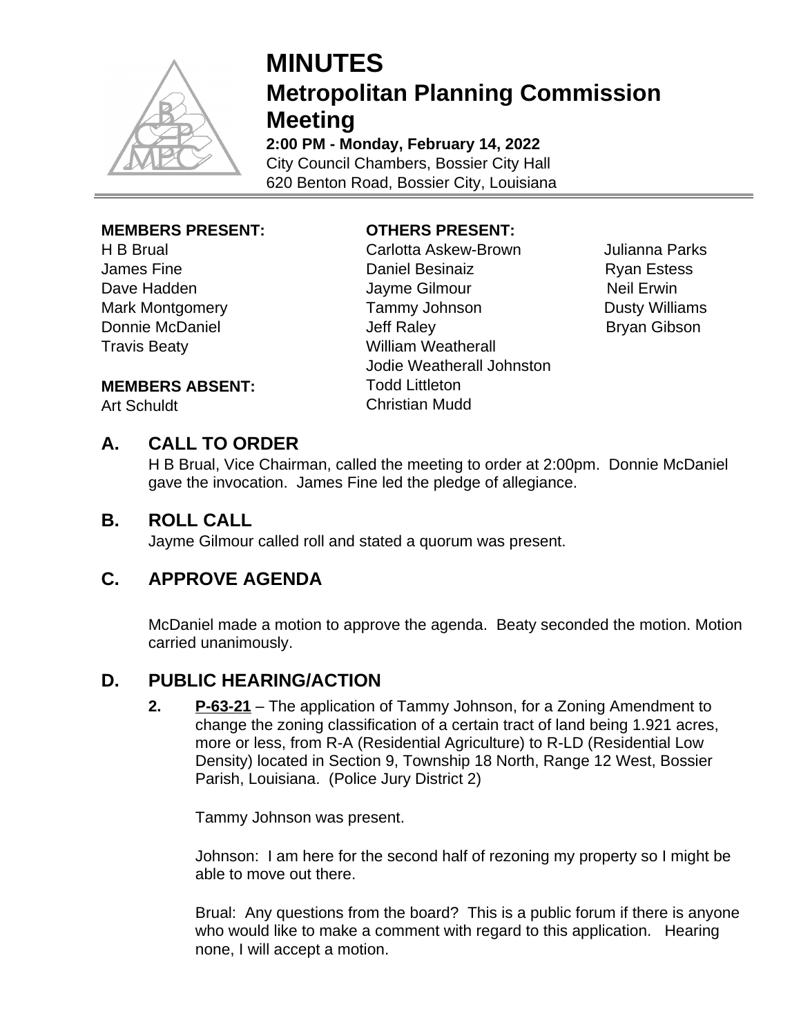# MINUTES
## Metropolitan Planning Commission Meeting

**2:00 PM - Monday, February 14, 2022**
City Council Chambers, Bossier City Hall
620 Benton Road, Bossier City, Louisiana

**MEMBERS PRESENT:**
H B Brual
James Fine
Dave Hadden
Mark Montgomery
Donnie McDaniel
Travis Beaty

**MEMBERS ABSENT:**
Art Schuldt

**OTHERS PRESENT:**
Carlotta Askew-Brown
Daniel Besinaiz
Jayme Gilmour
Tammy Johnson
Jeff Raley
William Weatherall
Jodie Weatherall Johnston
Todd Littleton
Christian Mudd
Julianna Parks
Ryan Estess
Neil Erwin
Dusty Williams
Bryan Gibson

## A. CALL TO ORDER

H B Brual, Vice Chairman, called the meeting to order at 2:00pm. Donnie McDaniel gave the invocation. James Fine led the pledge of allegiance.

## B. ROLL CALL

Jayme Gilmour called roll and stated a quorum was present.

## C. APPROVE AGENDA

McDaniel made a motion to approve the agenda. Beaty seconded the motion. Motion carried unanimously.

## D. PUBLIC HEARING/ACTION

**2.** **P-63-21** – The application of Tammy Johnson, for a Zoning Amendment to change the zoning classification of a certain tract of land being 1.921 acres, more or less, from R-A (Residential Agriculture) to R-LD (Residential Low Density) located in Section 9, Township 18 North, Range 12 West, Bossier Parish, Louisiana. (Police Jury District 2)

Tammy Johnson was present.

Johnson: I am here for the second half of rezoning my property so I might be able to move out there.

Brual: Any questions from the board? This is a public forum if there is anyone who would like to make a comment with regard to this application. Hearing none, I will accept a motion.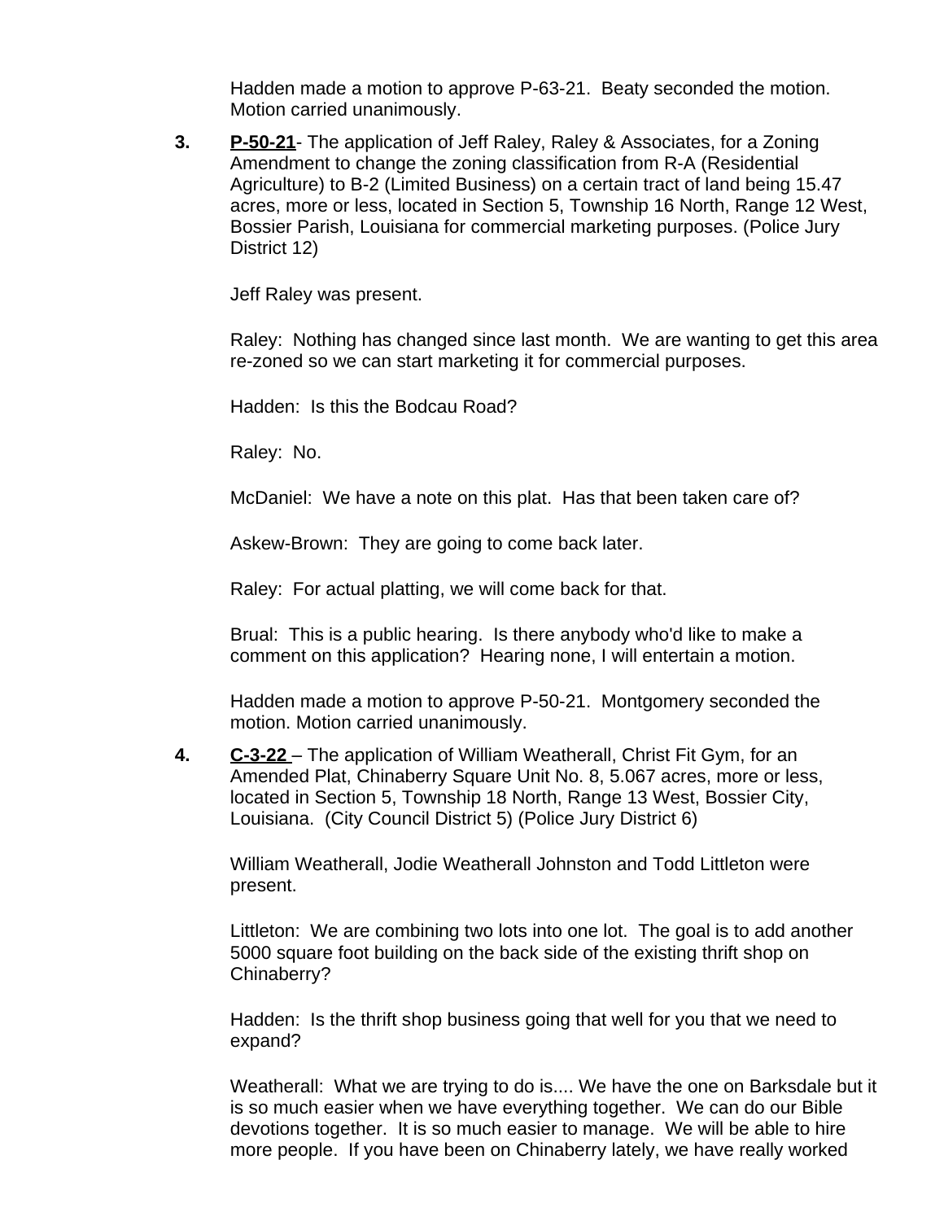Hadden made a motion to approve P-63-21. Beaty seconded the motion. Motion carried unanimously.

3. **P-50-21**- The application of Jeff Raley, Raley & Associates, for a Zoning Amendment to change the zoning classification from R-A (Residential Agriculture) to B-2 (Limited Business) on a certain tract of land being 15.47 acres, more or less, located in Section 5, Township 16 North, Range 12 West, Bossier Parish, Louisiana for commercial marketing purposes. (Police Jury District 12)

   Jeff Raley was present.

   Raley: Nothing has changed since last month. We are wanting to get this area re-zoned so we can start marketing it for commercial purposes.

   Hadden: Is this the Bodcau Road?

   Raley: No.

   McDaniel: We have a note on this plat. Has that been taken care of?

   Askew-Brown: They are going to come back later.

   Raley: For actual platting, we will come back for that.

   Brual: This is a public hearing. Is there anybody who'd like to make a comment on this application? Hearing none, I will entertain a motion.

   Hadden made a motion to approve P-50-21. Montgomery seconded the motion. Motion carried unanimously.

4. **C-3-22** – The application of William Weatherall, Christ Fit Gym, for an Amended Plat, Chinaberry Square Unit No. 8, 5.067 acres, more or less, located in Section 5, Township 18 North, Range 13 West, Bossier City, Louisiana. (City Council District 5) (Police Jury District 6)

   William Weatherall, Jodie Weatherall Johnston and Todd Littleton were present.

   Littleton: We are combining two lots into one lot. The goal is to add another 5000 square foot building on the back side of the existing thrift shop on Chinaberry?

   Hadden: Is the thrift shop business going that well for you that we need to expand?

   Weatherall: What we are trying to do is.... We have the one on Barksdale but it is so much easier when we have everything together. We can do our Bible devotions together. It is so much easier to manage. We will be able to hire more people. If you have been on Chinaberry lately, we have really worked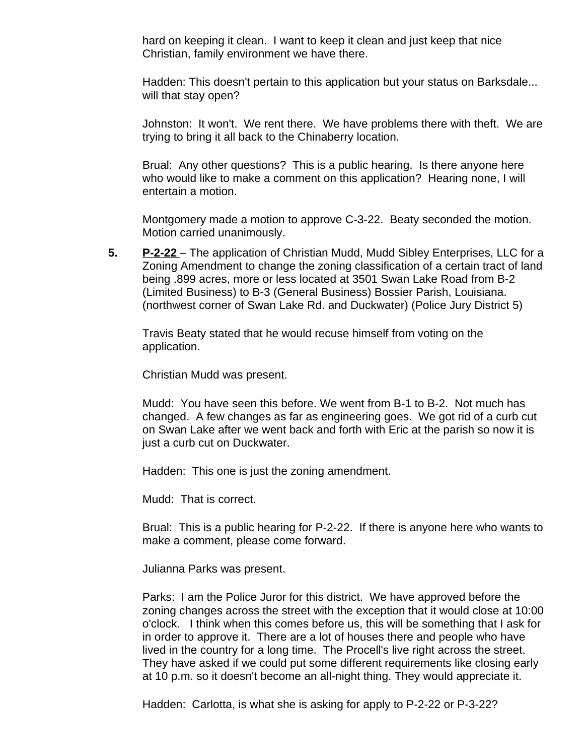hard on keeping it clean. I want to keep it clean and just keep that nice Christian, family environment we have there.

Hadden: This doesn't pertain to this application but your status on Barksdale... will that stay open?

Johnston: It won't. We rent there. We have problems there with theft. We are trying to bring it all back to the Chinaberry location.

Brual: Any other questions? This is a public hearing. Is there anyone here who would like to make a comment on this application? Hearing none, I will entertain a motion.

Montgomery made a motion to approve C-3-22. Beaty seconded the motion. Motion carried unanimously.

**5.** **P-2-22** – The application of Christian Mudd, Mudd Sibley Enterprises, LLC for a Zoning Amendment to change the zoning classification of a certain tract of land being .899 acres, more or less located at 3501 Swan Lake Road from B-2 (Limited Business) to B-3 (General Business) Bossier Parish, Louisiana. (northwest corner of Swan Lake Rd. and Duckwater) (Police Jury District 5)

Travis Beaty stated that he would recuse himself from voting on the application.

Christian Mudd was present.

Mudd: You have seen this before. We went from B-1 to B-2. Not much has changed. A few changes as far as engineering goes. We got rid of a curb cut on Swan Lake after we went back and forth with Eric at the parish so now it is just a curb cut on Duckwater.

Hadden: This one is just the zoning amendment.

Mudd: That is correct.

Brual: This is a public hearing for P-2-22. If there is anyone here who wants to make a comment, please come forward.

Julianna Parks was present.

Parks: I am the Police Juror for this district. We have approved before the zoning changes across the street with the exception that it would close at 10:00 o'clock. I think when this comes before us, this will be something that I ask for in order to approve it. There are a lot of houses there and people who have lived in the country for a long time. The Procell's live right across the street. They have asked if we could put some different requirements like closing early at 10 p.m. so it doesn't become an all-night thing. They would appreciate it.

Hadden: Carlotta, is what she is asking for apply to P-2-22 or P-3-22?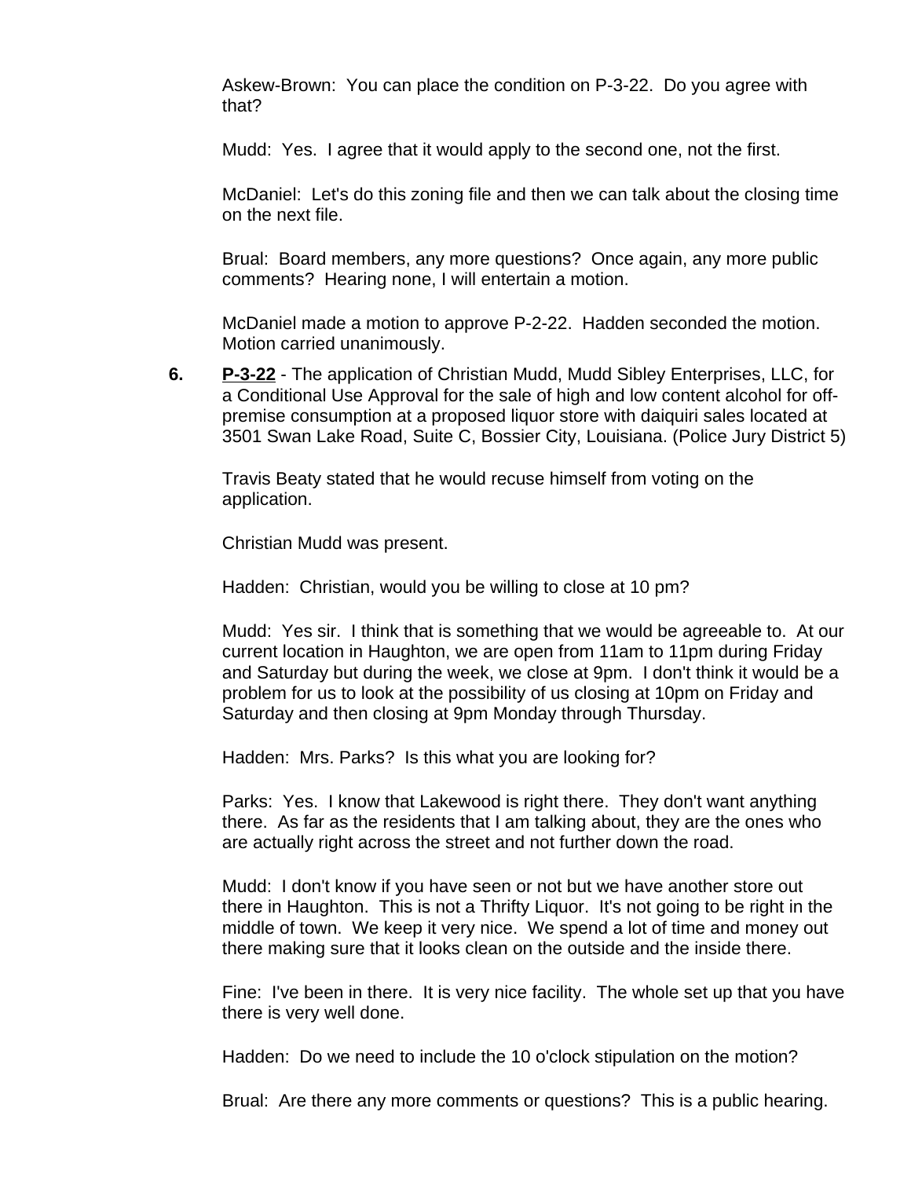Askew-Brown: You can place the condition on P-3-22. Do you agree with that?

Mudd: Yes. I agree that it would apply to the second one, not the first.

McDaniel: Let's do this zoning file and then we can talk about the closing time on the next file.

Brual: Board members, any more questions? Once again, any more public comments? Hearing none, I will entertain a motion.

McDaniel made a motion to approve P-2-22. Hadden seconded the motion. Motion carried unanimously.

**6.** **P-3-22** - The application of Christian Mudd, Mudd Sibley Enterprises, LLC, for a Conditional Use Approval for the sale of high and low content alcohol for off-premise consumption at a proposed liquor store with daiquiri sales located at 3501 Swan Lake Road, Suite C, Bossier City, Louisiana. (Police Jury District 5)

Travis Beaty stated that he would recuse himself from voting on the application.

Christian Mudd was present.

Hadden: Christian, would you be willing to close at 10 pm?

Mudd: Yes sir. I think that is something that we would be agreeable to. At our current location in Haughton, we are open from 11am to 11pm during Friday and Saturday but during the week, we close at 9pm. I don't think it would be a problem for us to look at the possibility of us closing at 10pm on Friday and Saturday and then closing at 9pm Monday through Thursday.

Hadden: Mrs. Parks? Is this what you are looking for?

Parks: Yes. I know that Lakewood is right there. They don't want anything there. As far as the residents that I am talking about, they are the ones who are actually right across the street and not further down the road.

Mudd: I don't know if you have seen or not but we have another store out there in Haughton. This is not a Thrifty Liquor. It's not going to be right in the middle of town. We keep it very nice. We spend a lot of time and money out there making sure that it looks clean on the outside and the inside there.

Fine: I've been in there. It is very nice facility. The whole set up that you have there is very well done.

Hadden: Do we need to include the 10 o'clock stipulation on the motion?

Brual: Are there any more comments or questions? This is a public hearing.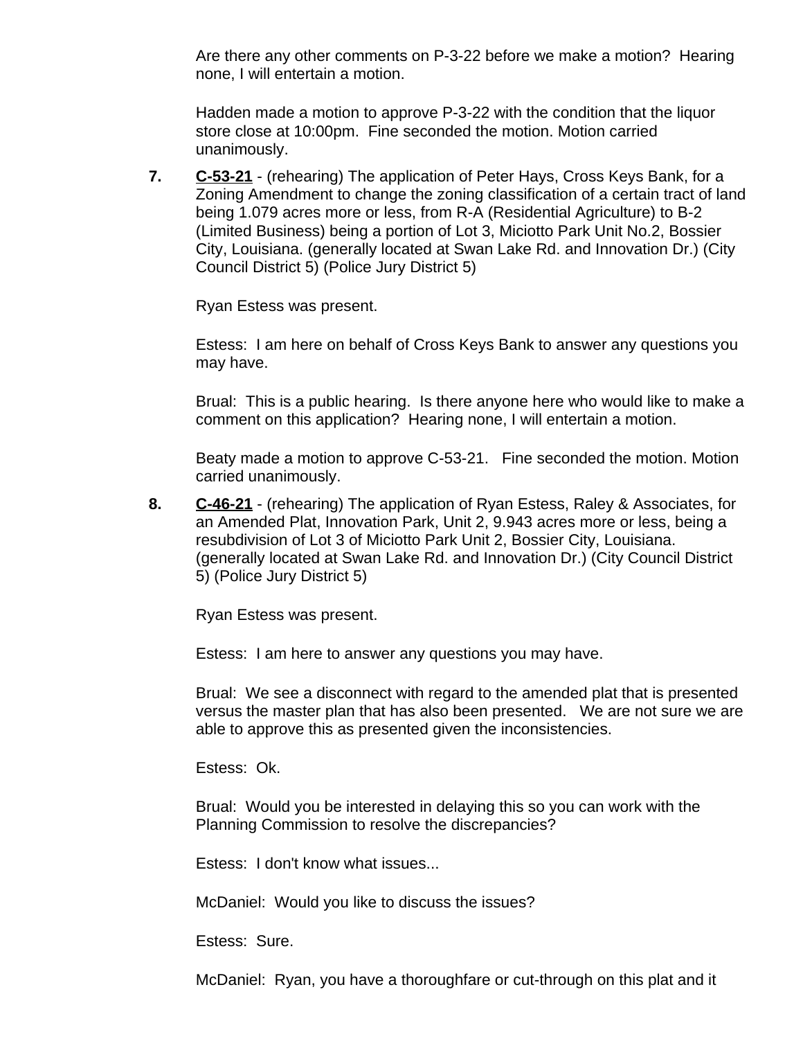Are there any other comments on P-3-22 before we make a motion? Hearing none, I will entertain a motion.

Hadden made a motion to approve P-3-22 with the condition that the liquor store close at 10:00pm. Fine seconded the motion. Motion carried unanimously.

**7.** **C-53-21** - (rehearing) The application of Peter Hays, Cross Keys Bank, for a Zoning Amendment to change the zoning classification of a certain tract of land being 1.079 acres more or less, from R-A (Residential Agriculture) to B-2 (Limited Business) being a portion of Lot 3, Miciotto Park Unit No.2, Bossier City, Louisiana. (generally located at Swan Lake Rd. and Innovation Dr.) (City Council District 5) (Police Jury District 5)

Ryan Estess was present.

Estess: I am here on behalf of Cross Keys Bank to answer any questions you may have.

Brual: This is a public hearing. Is there anyone here who would like to make a comment on this application? Hearing none, I will entertain a motion.

Beaty made a motion to approve C-53-21. Fine seconded the motion. Motion carried unanimously.

**8.** **C-46-21** - (rehearing) The application of Ryan Estess, Raley & Associates, for an Amended Plat, Innovation Park, Unit 2, 9.943 acres more or less, being a resubdivision of Lot 3 of Miciotto Park Unit 2, Bossier City, Louisiana. (generally located at Swan Lake Rd. and Innovation Dr.) (City Council District 5) (Police Jury District 5)

Ryan Estess was present.

Estess: I am here to answer any questions you may have.

Brual: We see a disconnect with regard to the amended plat that is presented versus the master plan that has also been presented. We are not sure we are able to approve this as presented given the inconsistencies.

Estess: Ok.

Brual: Would you be interested in delaying this so you can work with the Planning Commission to resolve the discrepancies?

Estess: I don't know what issues...

McDaniel: Would you like to discuss the issues?

Estess: Sure.

McDaniel: Ryan, you have a thoroughfare or cut-through on this plat and it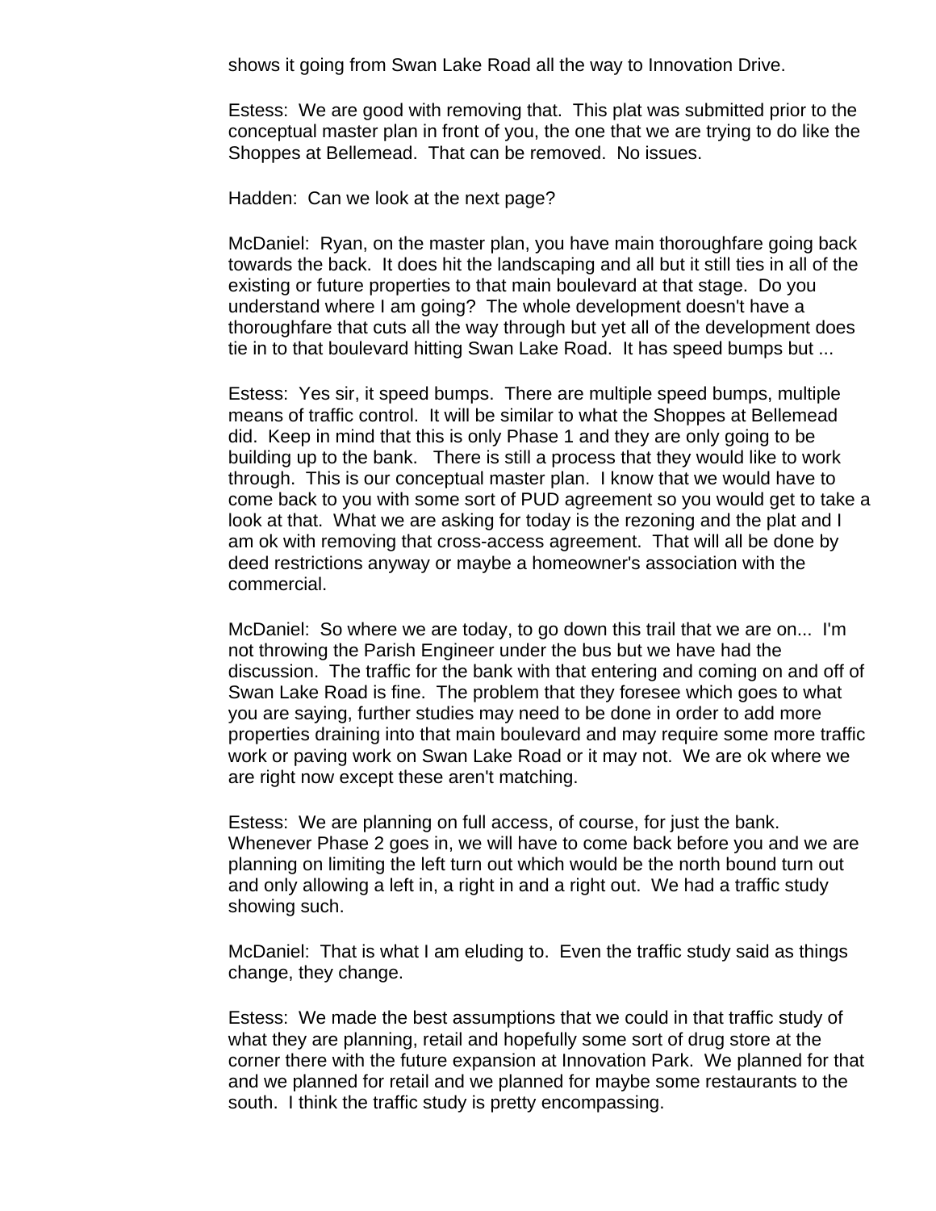shows it going from Swan Lake Road all the way to Innovation Drive.

Estess: We are good with removing that. This plat was submitted prior to the conceptual master plan in front of you, the one that we are trying to do like the Shoppes at Bellemead. That can be removed. No issues.

Hadden: Can we look at the next page?

McDaniel: Ryan, on the master plan, you have main thoroughfare going back towards the back. It does hit the landscaping and all but it still ties in all of the existing or future properties to that main boulevard at that stage. Do you understand where I am going? The whole development doesn't have a thoroughfare that cuts all the way through but yet all of the development does tie in to that boulevard hitting Swan Lake Road. It has speed bumps but ...

Estess: Yes sir, it speed bumps. There are multiple speed bumps, multiple means of traffic control. It will be similar to what the Shoppes at Bellemead did. Keep in mind that this is only Phase 1 and they are only going to be building up to the bank. There is still a process that they would like to work through. This is our conceptual master plan. I know that we would have to come back to you with some sort of PUD agreement so you would get to take a look at that. What we are asking for today is the rezoning and the plat and I am ok with removing that cross-access agreement. That will all be done by deed restrictions anyway or maybe a homeowner's association with the commercial.

McDaniel: So where we are today, to go down this trail that we are on... I'm not throwing the Parish Engineer under the bus but we have had the discussion. The traffic for the bank with that entering and coming on and off of Swan Lake Road is fine. The problem that they foresee which goes to what you are saying, further studies may need to be done in order to add more properties draining into that main boulevard and may require some more traffic work or paving work on Swan Lake Road or it may not. We are ok where we are right now except these aren't matching.

Estess: We are planning on full access, of course, for just the bank. Whenever Phase 2 goes in, we will have to come back before you and we are planning on limiting the left turn out which would be the north bound turn out and only allowing a left in, a right in and a right out. We had a traffic study showing such.

McDaniel: That is what I am eluding to. Even the traffic study said as things change, they change.

Estess: We made the best assumptions that we could in that traffic study of what they are planning, retail and hopefully some sort of drug store at the corner there with the future expansion at Innovation Park. We planned for that and we planned for retail and we planned for maybe some restaurants to the south. I think the traffic study is pretty encompassing.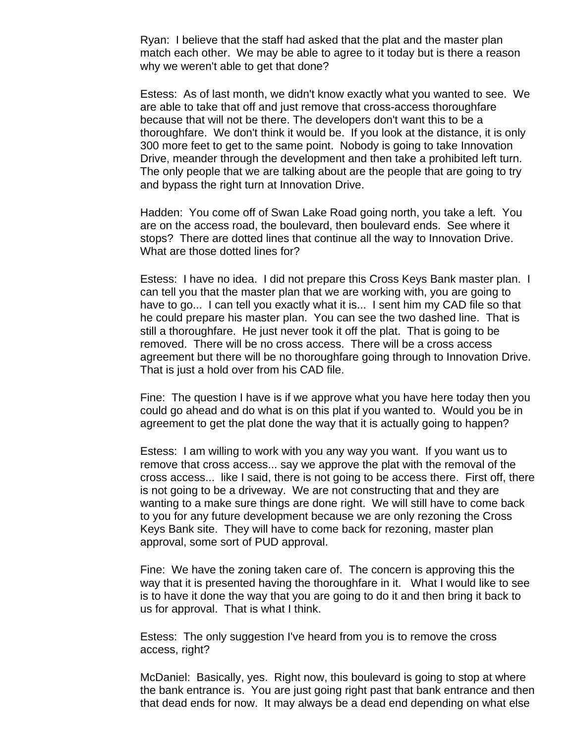Ryan: I believe that the staff had asked that the plat and the master plan match each other. We may be able to agree to it today but is there a reason why we weren't able to get that done?

Estess: As of last month, we didn't know exactly what you wanted to see. We are able to take that off and just remove that cross-access thoroughfare because that will not be there. The developers don't want this to be a thoroughfare. We don't think it would be. If you look at the distance, it is only 300 more feet to get to the same point. Nobody is going to take Innovation Drive, meander through the development and then take a prohibited left turn. The only people that we are talking about are the people that are going to try and bypass the right turn at Innovation Drive.

Hadden: You come off of Swan Lake Road going north, you take a left. You are on the access road, the boulevard, then boulevard ends. See where it stops? There are dotted lines that continue all the way to Innovation Drive. What are those dotted lines for?

Estess: I have no idea. I did not prepare this Cross Keys Bank master plan. I can tell you that the master plan that we are working with, you are going to have to go... I can tell you exactly what it is... I sent him my CAD file so that he could prepare his master plan. You can see the two dashed line. That is still a thoroughfare. He just never took it off the plat. That is going to be removed. There will be no cross access. There will be a cross access agreement but there will be no thoroughfare going through to Innovation Drive. That is just a hold over from his CAD file.

Fine: The question I have is if we approve what you have here today then you could go ahead and do what is on this plat if you wanted to. Would you be in agreement to get the plat done the way that it is actually going to happen?

Estess: I am willing to work with you any way you want. If you want us to remove that cross access... say we approve the plat with the removal of the cross access... like I said, there is not going to be access there. First off, there is not going to be a driveway. We are not constructing that and they are wanting to a make sure things are done right. We will still have to come back to you for any future development because we are only rezoning the Cross Keys Bank site. They will have to come back for rezoning, master plan approval, some sort of PUD approval.

Fine: We have the zoning taken care of. The concern is approving this the way that it is presented having the thoroughfare in it. What I would like to see is to have it done the way that you are going to do it and then bring it back to us for approval. That is what I think.

Estess: The only suggestion I've heard from you is to remove the cross access, right?

McDaniel: Basically, yes. Right now, this boulevard is going to stop at where the bank entrance is. You are just going right past that bank entrance and then that dead ends for now. It may always be a dead end depending on what else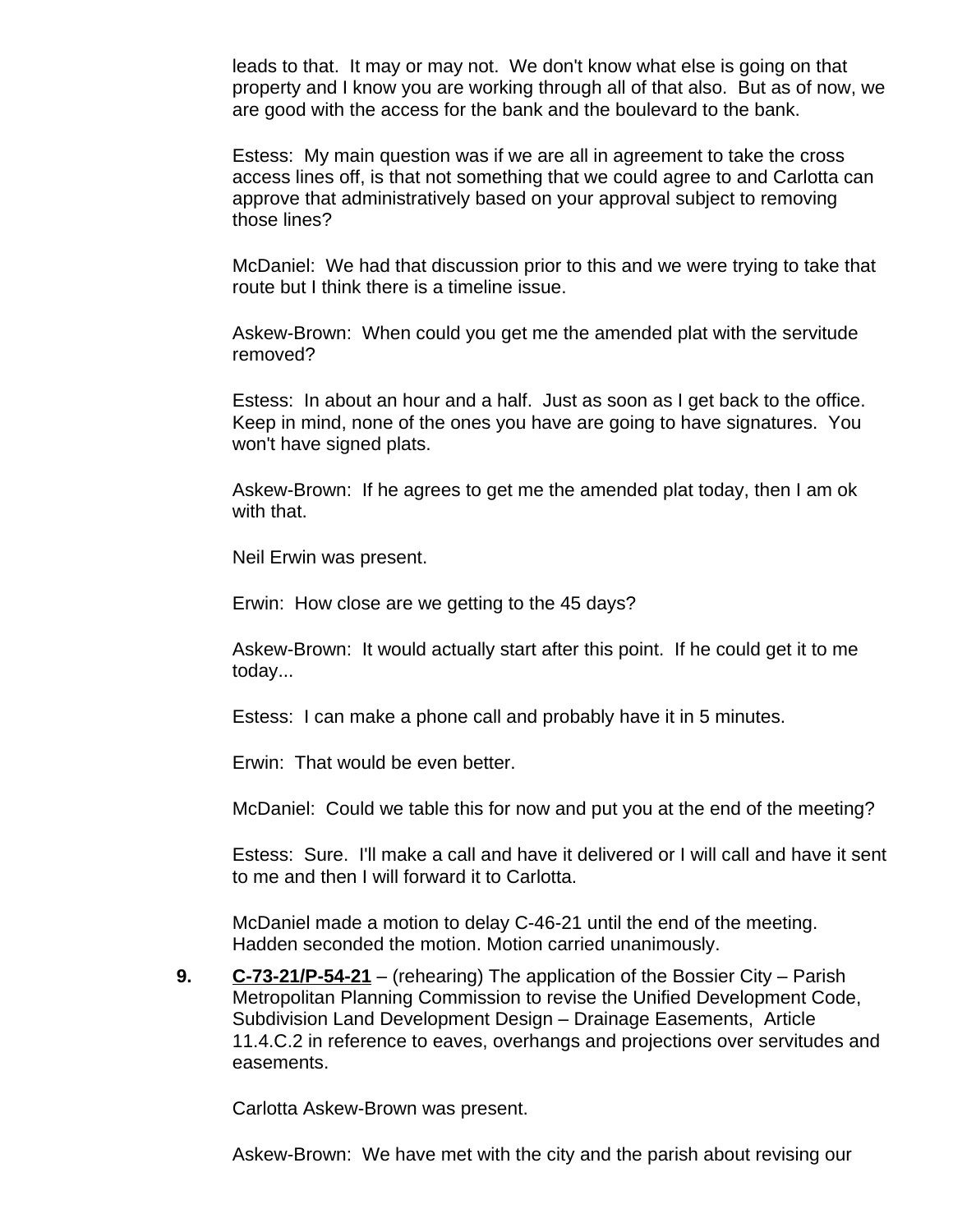leads to that. It may or may not. We don't know what else is going on that property and I know you are working through all of that also. But as of now, we are good with the access for the bank and the boulevard to the bank.

Estess: My main question was if we are all in agreement to take the cross access lines off, is that not something that we could agree to and Carlotta can approve that administratively based on your approval subject to removing those lines?

McDaniel: We had that discussion prior to this and we were trying to take that route but I think there is a timeline issue.

Askew-Brown: When could you get me the amended plat with the servitude removed?

Estess: In about an hour and a half. Just as soon as I get back to the office. Keep in mind, none of the ones you have are going to have signatures. You won't have signed plats.

Askew-Brown: If he agrees to get me the amended plat today, then I am ok with that.

Neil Erwin was present.

Erwin: How close are we getting to the 45 days?

Askew-Brown: It would actually start after this point. If he could get it to me today...

Estess: I can make a phone call and probably have it in 5 minutes.

Erwin: That would be even better.

McDaniel: Could we table this for now and put you at the end of the meeting?

Estess: Sure. I'll make a call and have it delivered or I will call and have it sent to me and then I will forward it to Carlotta.

McDaniel made a motion to delay C-46-21 until the end of the meeting. Hadden seconded the motion. Motion carried unanimously.

**9.** **C-73-21/P-54-21** – (rehearing) The application of the Bossier City – Parish Metropolitan Planning Commission to revise the Unified Development Code, Subdivision Land Development Design – Drainage Easements, Article 11.4.C.2 in reference to eaves, overhangs and projections over servitudes and easements.

Carlotta Askew-Brown was present.

Askew-Brown: We have met with the city and the parish about revising our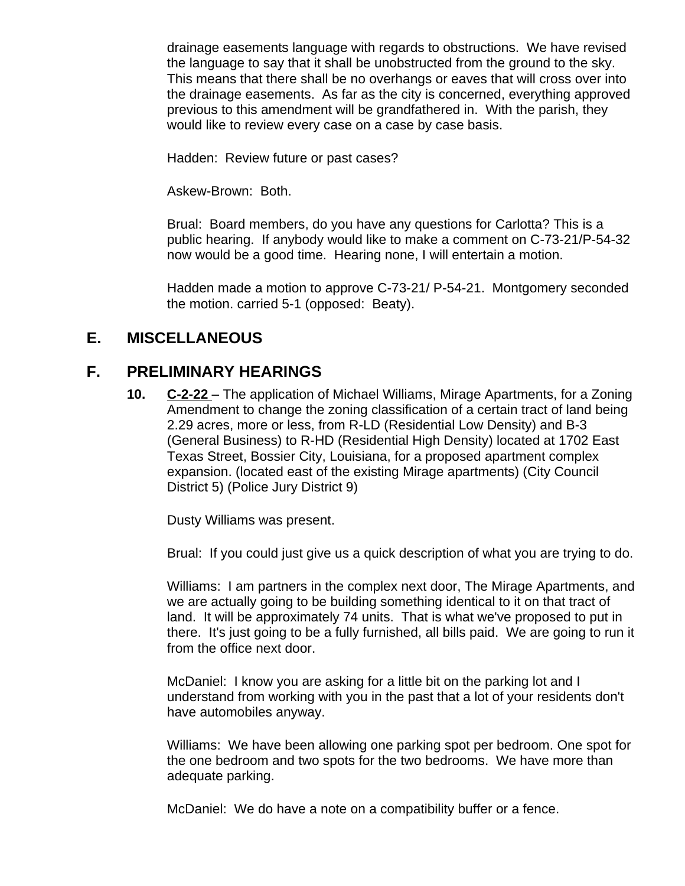drainage easements language with regards to obstructions. We have revised the language to say that it shall be unobstructed from the ground to the sky. This means that there shall be no overhangs or eaves that will cross over into the drainage easements. As far as the city is concerned, everything approved previous to this amendment will be grandfathered in. With the parish, they would like to review every case on a case by case basis.

Hadden: Review future or past cases?

Askew-Brown: Both.

Brual: Board members, do you have any questions for Carlotta? This is a public hearing. If anybody would like to make a comment on C-73-21/P-54-32 now would be a good time. Hearing none, I will entertain a motion.

Hadden made a motion to approve C-73-21/ P-54-21. Montgomery seconded the motion. carried 5-1 (opposed: Beaty).

## E. MISCELLANEOUS

## F. PRELIMINARY HEARINGS

**10.** **C-2-22** – The application of Michael Williams, Mirage Apartments, for a Zoning Amendment to change the zoning classification of a certain tract of land being 2.29 acres, more or less, from R-LD (Residential Low Density) and B-3 (General Business) to R-HD (Residential High Density) located at 1702 East Texas Street, Bossier City, Louisiana, for a proposed apartment complex expansion. (located east of the existing Mirage apartments) (City Council District 5) (Police Jury District 9)

Dusty Williams was present.

Brual: If you could just give us a quick description of what you are trying to do.

Williams: I am partners in the complex next door, The Mirage Apartments, and we are actually going to be building something identical to it on that tract of land. It will be approximately 74 units. That is what we've proposed to put in there. It's just going to be a fully furnished, all bills paid. We are going to run it from the office next door.

McDaniel: I know you are asking for a little bit on the parking lot and I understand from working with you in the past that a lot of your residents don't have automobiles anyway.

Williams: We have been allowing one parking spot per bedroom. One spot for the one bedroom and two spots for the two bedrooms. We have more than adequate parking.

McDaniel: We do have a note on a compatibility buffer or a fence.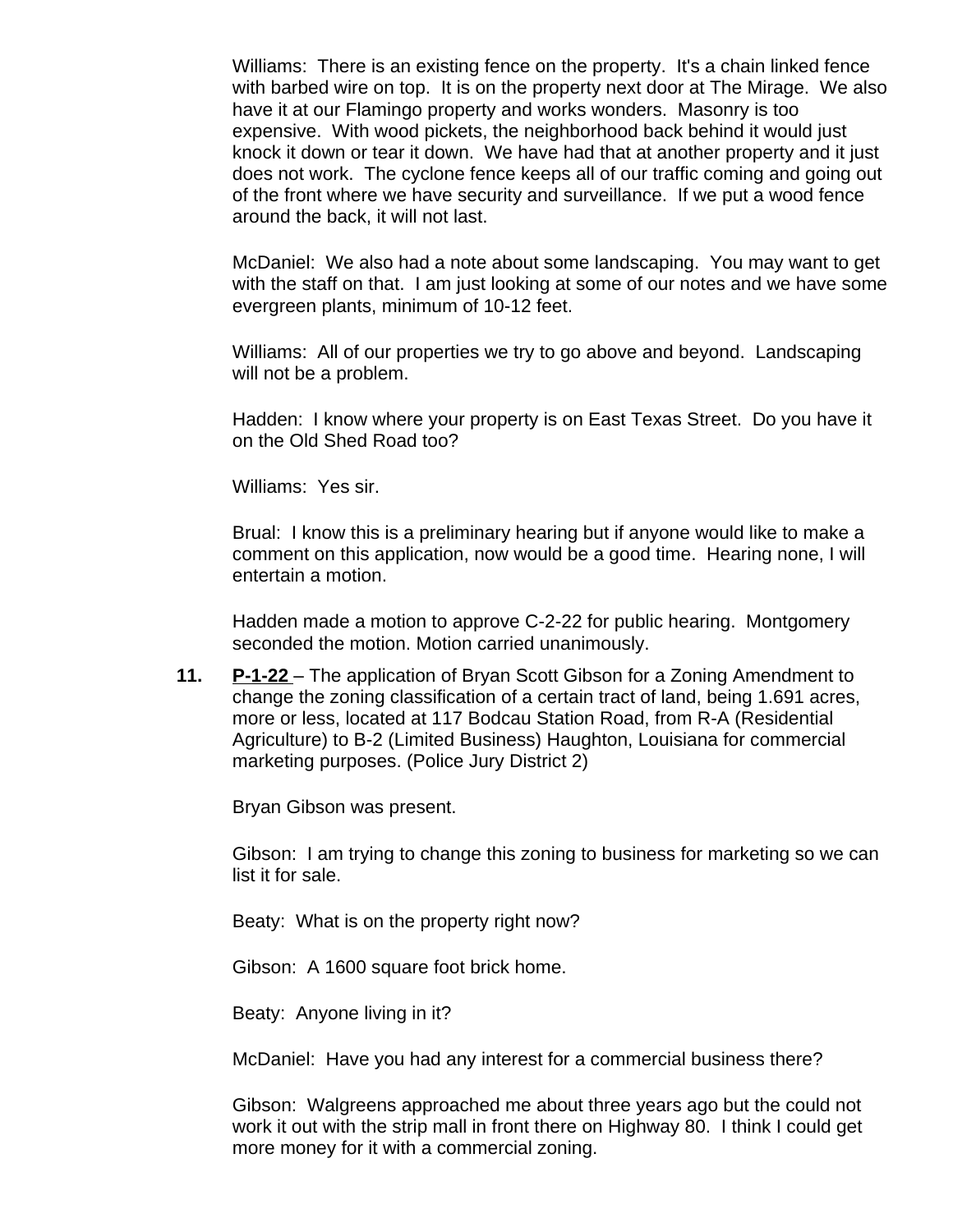Williams: There is an existing fence on the property. It's a chain linked fence with barbed wire on top. It is on the property next door at The Mirage. We also have it at our Flamingo property and works wonders. Masonry is too expensive. With wood pickets, the neighborhood back behind it would just knock it down or tear it down. We have had that at another property and it just does not work. The cyclone fence keeps all of our traffic coming and going out of the front where we have security and surveillance. If we put a wood fence around the back, it will not last.

McDaniel: We also had a note about some landscaping. You may want to get with the staff on that. I am just looking at some of our notes and we have some evergreen plants, minimum of 10-12 feet.

Williams: All of our properties we try to go above and beyond. Landscaping will not be a problem.

Hadden: I know where your property is on East Texas Street. Do you have it on the Old Shed Road too?

Williams: Yes sir.

Brual: I know this is a preliminary hearing but if anyone would like to make a comment on this application, now would be a good time. Hearing none, I will entertain a motion.

Hadden made a motion to approve C-2-22 for public hearing. Montgomery seconded the motion. Motion carried unanimously.

**11.** **P-1-22** – The application of Bryan Scott Gibson for a Zoning Amendment to change the zoning classification of a certain tract of land, being 1.691 acres, more or less, located at 117 Bodcau Station Road, from R-A (Residential Agriculture) to B-2 (Limited Business) Haughton, Louisiana for commercial marketing purposes. (Police Jury District 2)

Bryan Gibson was present.

Gibson: I am trying to change this zoning to business for marketing so we can list it for sale.

Beaty: What is on the property right now?

Gibson: A 1600 square foot brick home.

Beaty: Anyone living in it?

McDaniel: Have you had any interest for a commercial business there?

Gibson: Walgreens approached me about three years ago but the could not work it out with the strip mall in front there on Highway 80. I think I could get more money for it with a commercial zoning.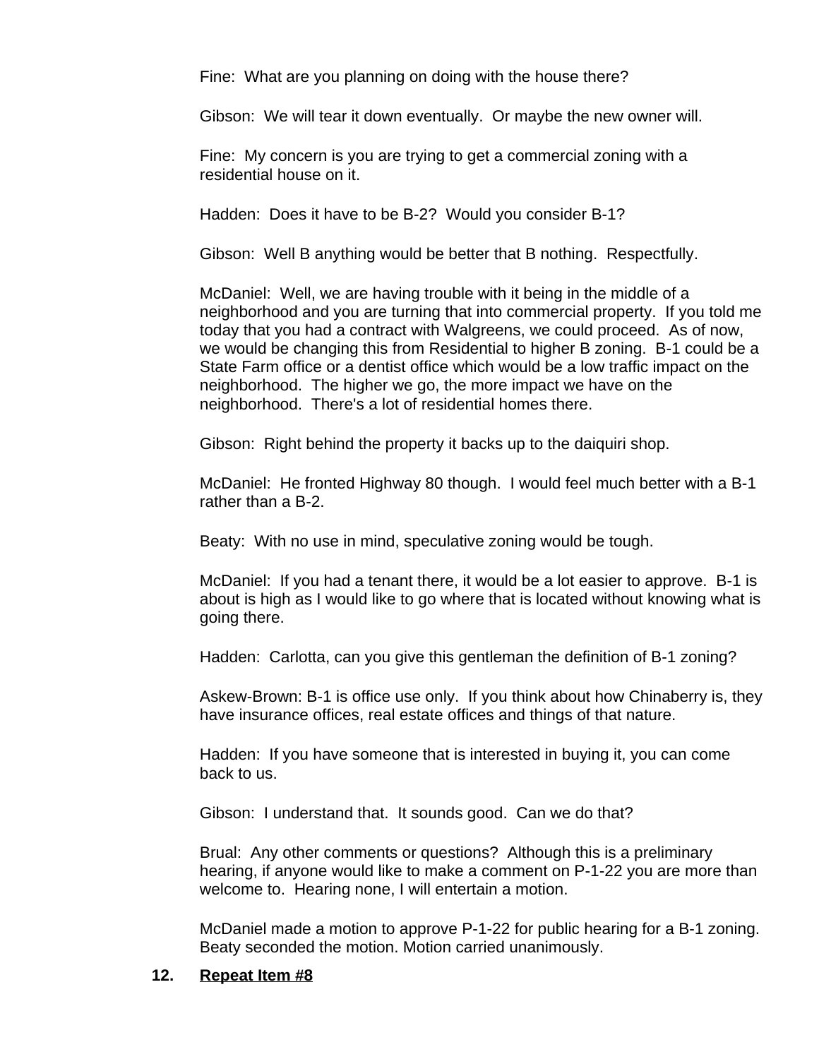Fine: What are you planning on doing with the house there?

Gibson: We will tear it down eventually. Or maybe the new owner will.

Fine: My concern is you are trying to get a commercial zoning with a residential house on it.

Hadden: Does it have to be B-2? Would you consider B-1?

Gibson: Well B anything would be better that B nothing. Respectfully.

McDaniel: Well, we are having trouble with it being in the middle of a neighborhood and you are turning that into commercial property. If you told me today that you had a contract with Walgreens, we could proceed. As of now, we would be changing this from Residential to higher B zoning. B-1 could be a State Farm office or a dentist office which would be a low traffic impact on the neighborhood. The higher we go, the more impact we have on the neighborhood. There's a lot of residential homes there.

Gibson: Right behind the property it backs up to the daiquiri shop.

McDaniel: He fronted Highway 80 though. I would feel much better with a B-1 rather than a B-2.

Beaty: With no use in mind, speculative zoning would be tough.

McDaniel: If you had a tenant there, it would be a lot easier to approve. B-1 is about is high as I would like to go where that is located without knowing what is going there.

Hadden: Carlotta, can you give this gentleman the definition of B-1 zoning?

Askew-Brown: B-1 is office use only. If you think about how Chinaberry is, they have insurance offices, real estate offices and things of that nature.

Hadden: If you have someone that is interested in buying it, you can come back to us.

Gibson: I understand that. It sounds good. Can we do that?

Brual: Any other comments or questions? Although this is a preliminary hearing, if anyone would like to make a comment on P-1-22 you are more than welcome to. Hearing none, I will entertain a motion.

McDaniel made a motion to approve P-1-22 for public hearing for a B-1 zoning. Beaty seconded the motion. Motion carried unanimously.

**12.** **Repeat Item #8**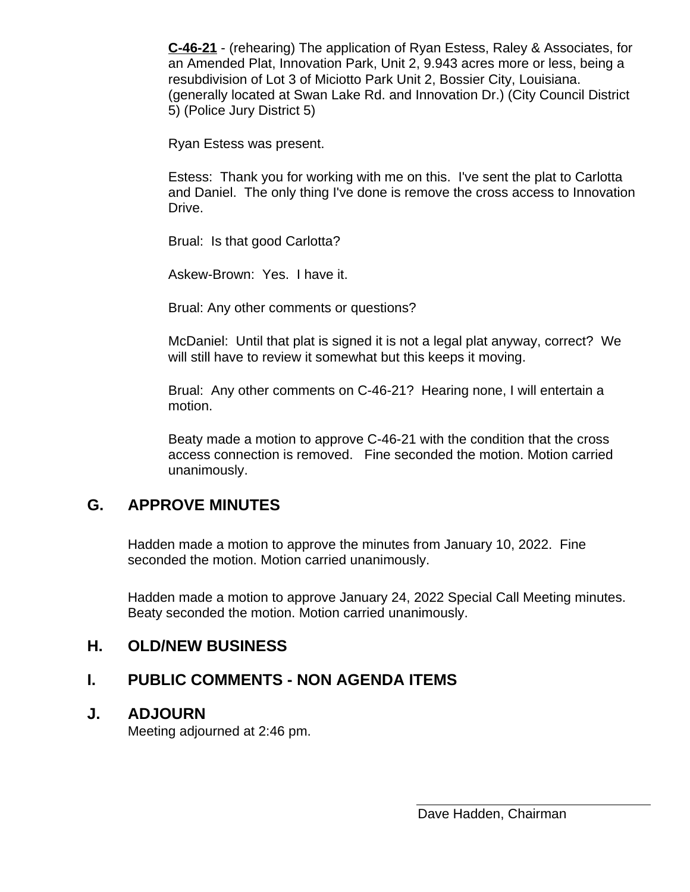**C-46-21** - (rehearing) The application of Ryan Estess, Raley & Associates, for an Amended Plat, Innovation Park, Unit 2, 9.943 acres more or less, being a resubdivision of Lot 3 of Miciotto Park Unit 2, Bossier City, Louisiana. (generally located at Swan Lake Rd. and Innovation Dr.) (City Council District 5) (Police Jury District 5)

Ryan Estess was present.

Estess: Thank you for working with me on this. I've sent the plat to Carlotta and Daniel. The only thing I've done is remove the cross access to Innovation Drive.

Brual: Is that good Carlotta?

Askew-Brown: Yes. I have it.

Brual: Any other comments or questions?

McDaniel: Until that plat is signed it is not a legal plat anyway, correct? We will still have to review it somewhat but this keeps it moving.

Brual: Any other comments on C-46-21? Hearing none, I will entertain a motion.

Beaty made a motion to approve C-46-21 with the condition that the cross access connection is removed. Fine seconded the motion. Motion carried unanimously.

## G. APPROVE MINUTES

Hadden made a motion to approve the minutes from January 10, 2022. Fine seconded the motion. Motion carried unanimously.

Hadden made a motion to approve January 24, 2022 Special Call Meeting minutes. Beaty seconded the motion. Motion carried unanimously.

## H. OLD/NEW BUSINESS

## I. PUBLIC COMMENTS - NON AGENDA ITEMS

## J. ADJOURN

Meeting adjourned at 2:46 pm.

Dave Hadden, Chairman